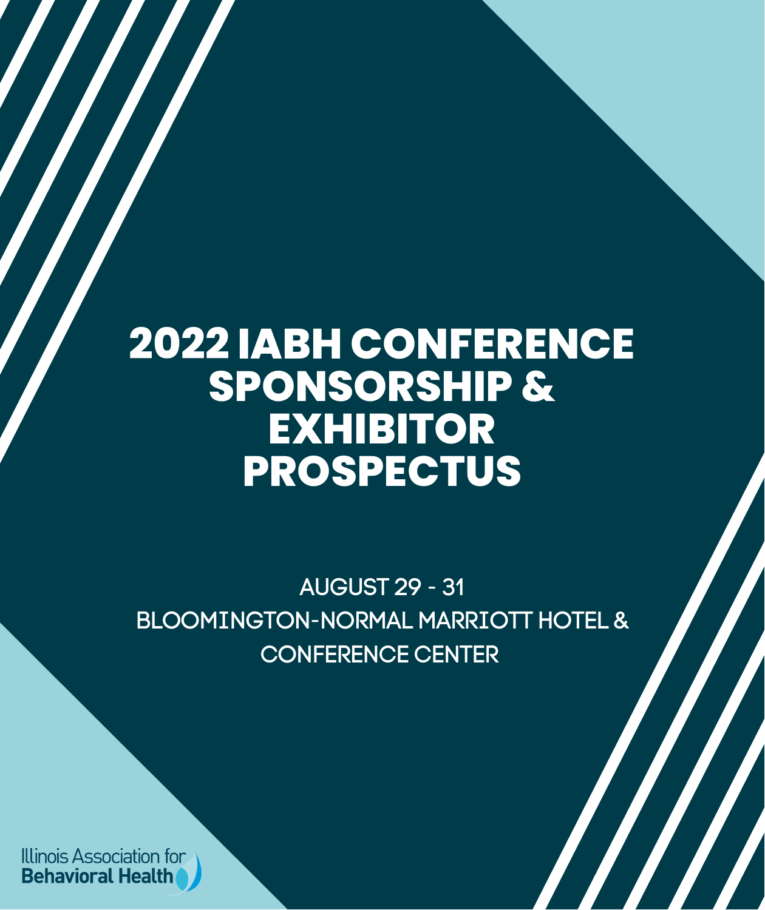# 2022 IABH CONFERENCE SPONSORSHIP & EXHIBITOR PROSPECTUS

AUGUST 29 - 31

BLOOMINGTON-NORMAL MARRIOTT HOTEL & CONFERENCE CENTER

Illinois Association for **Behavioral Health**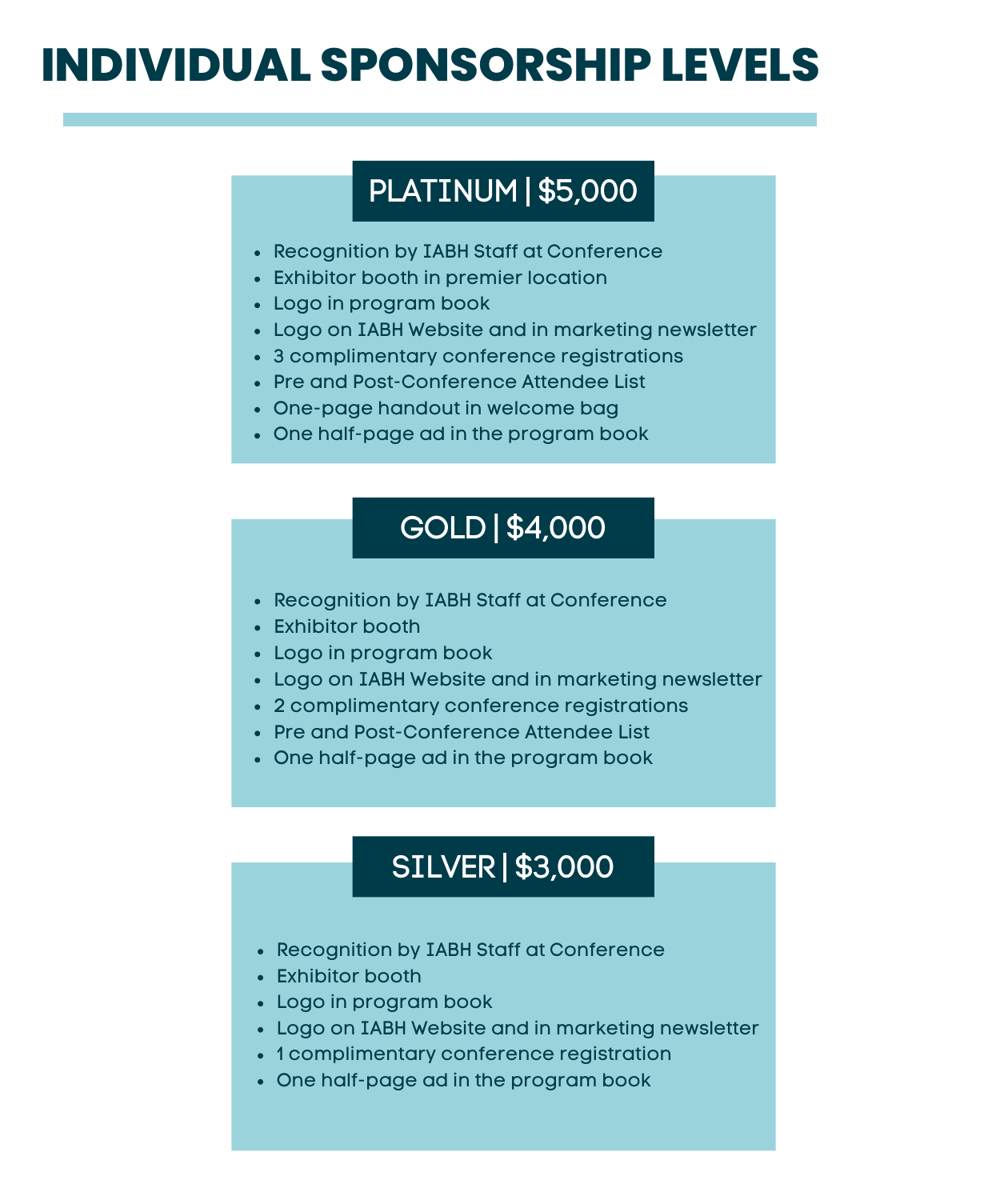# INDIVIDUAL SPONSORSHIP LEVELS

## PLATINUM | $5,000

- Recognition by IABH Staff at Conference
- Exhibitor booth in premier location
- Logo in program book
- Logo on IABH Website and in marketing newsletter
- 3 complimentary conference registrations
- Pre and Post-Conference Attendee List
- One-page handout in welcome bag
- One half-page ad in the program book

## GOLD | $4,000

- Recognition by IABH Staff at Conference
- Exhibitor booth
- Logo in program book
- Logo on IABH Website and in marketing newsletter
- 2 complimentary conference registrations
- Pre and Post-Conference Attendee List
- One half-page ad in the program book

## SILVER | $3,000

- Recognition by IABH Staff at Conference
- Exhibitor booth
- Logo in program book
- Logo on IABH Website and in marketing newsletter
- 1 complimentary conference registration
- One half-page ad in the program book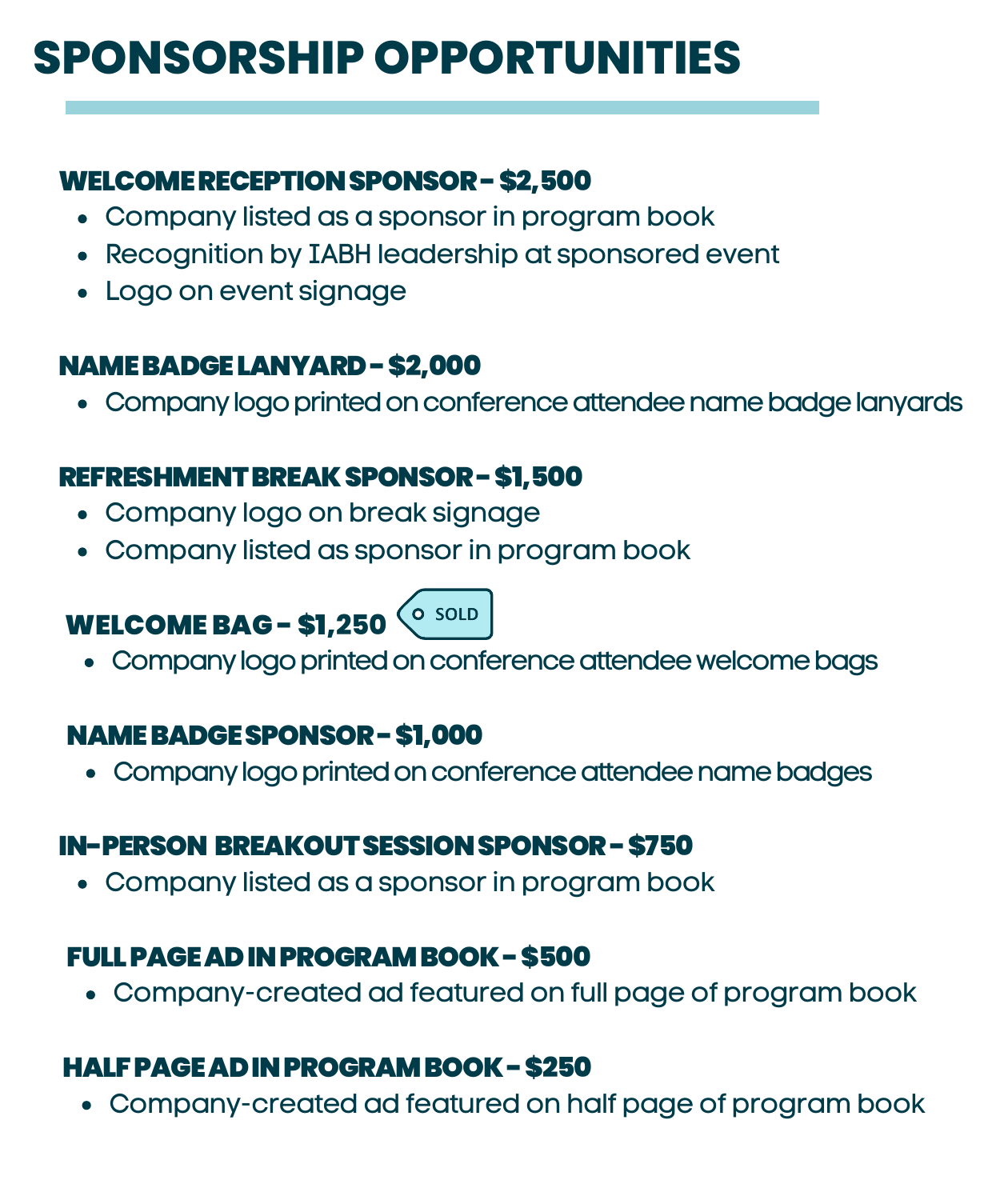# SPONSORSHIP OPPORTUNITIES

### WELCOME RECEPTION SPONSOR - $2,500

- Company listed as a sponsor in program book
- Recognition by IABH leadership at sponsored event
- Logo on event signage

### NAME BADGE LANYARD - $2,000

- Company logo printed on conference attendee name badge lanyards

### REFRESHMENT BREAK SPONSOR - $1,500

- Company logo on break signage
- Company listed as sponsor in program book

### WELCOME BAG - $1,250 SOLD

- Company logo printed on conference attendee welcome bags

### NAME BADGE SPONSOR - $1,000

- Company logo printed on conference attendee name badges

### IN-PERSON BREAKOUT SESSION SPONSOR - $750

- Company listed as a sponsor in program book

### FULL PAGE AD IN PROGRAM BOOK - $500

- Company-created ad featured on full page of program book

### HALF PAGE AD IN PROGRAM BOOK - $250

- Company-created ad featured on half page of program book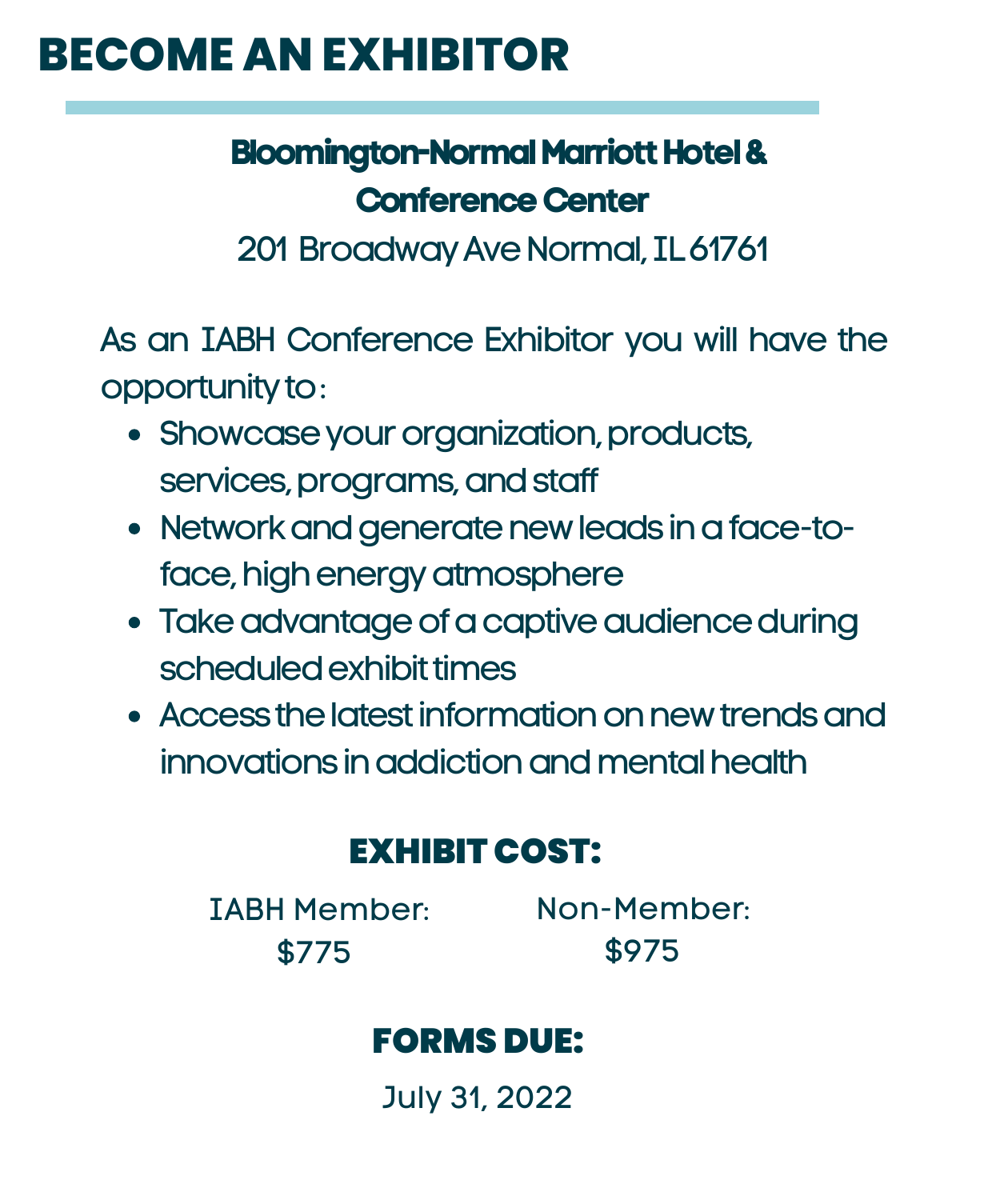# BECOME AN EXHIBITOR

**Bloomington-Normal Marriott Hotel & Conference Center**

201 Broadway Ave Normal, IL 61761

As an IABH Conference Exhibitor you will have the opportunity to:

- Showcase your organization, products, services, programs, and staff
- Network and generate new leads in a face-to-face, high energy atmosphere
- Take advantage of a captive audience during scheduled exhibit times
- Access the latest information on new trends and innovations in addiction and mental health

## EXHIBIT COST:

IABH Member: $775

Non-Member: $975

## FORMS DUE:

July 31, 2022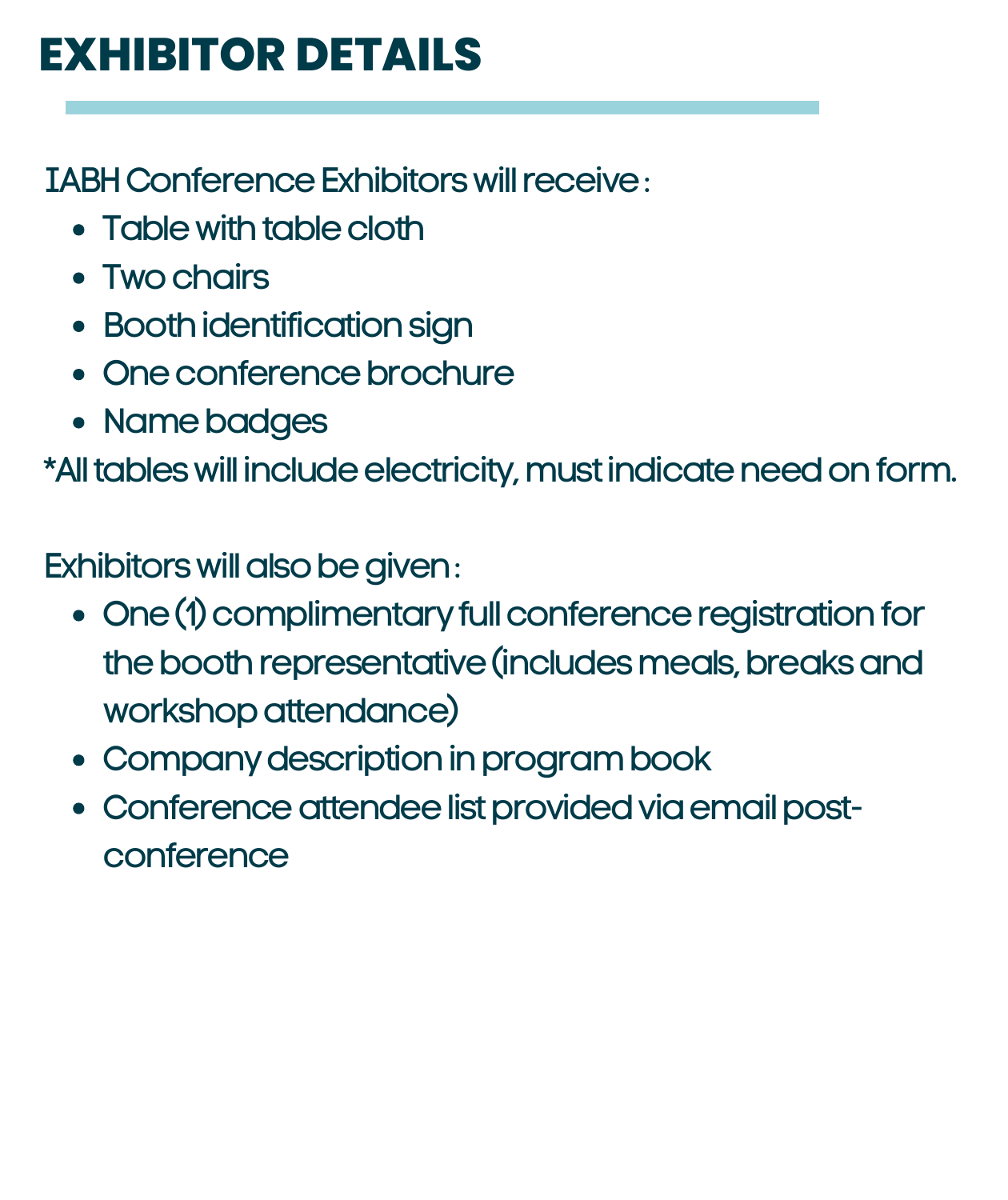# EXHIBITOR DETAILS

IABH Conference Exhibitors will receive :

- Table with table cloth
- Two chairs
- Booth identification sign
- One conference brochure
- Name badges

*All tables will include electricity, must indicate need on form.

Exhibitors will also be given :

- One (1) complimentary full conference registration for the booth representative (includes meals, breaks and workshop attendance)
- Company description in program book
- Conference attendee list provided via email post-conference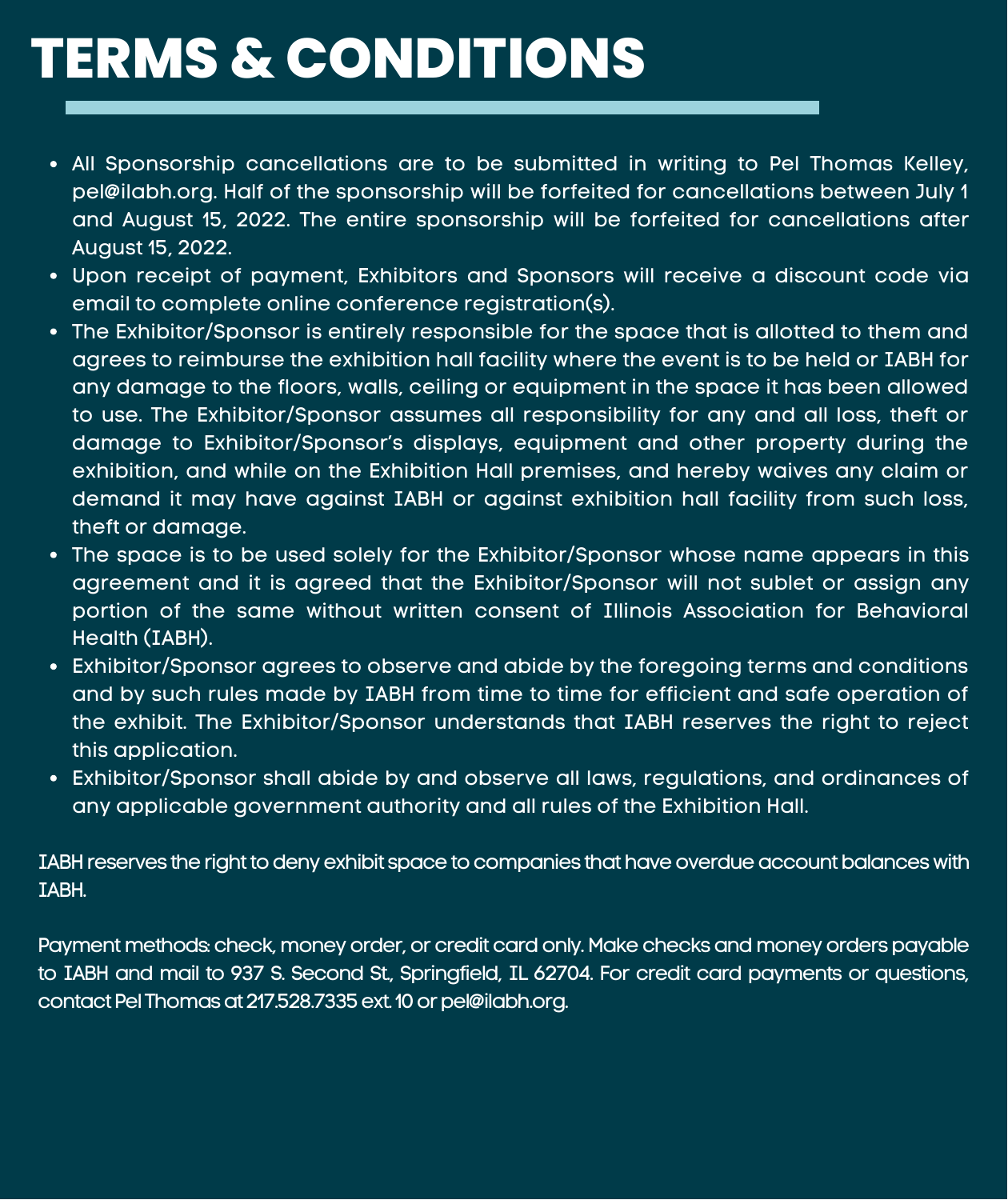# TERMS & CONDITIONS

- All Sponsorship cancellations are to be submitted in writing to Pel Thomas Kelley, pel@ilabh.org. Half of the sponsorship will be forfeited for cancellations between July 1 and August 15, 2022. The entire sponsorship will be forfeited for cancellations after August 15, 2022.
- Upon receipt of payment, Exhibitors and Sponsors will receive a discount code via email to complete online conference registration(s).
- The Exhibitor/Sponsor is entirely responsible for the space that is allotted to them and agrees to reimburse the exhibition hall facility where the event is to be held or IABH for any damage to the floors, walls, ceiling or equipment in the space it has been allowed to use. The Exhibitor/Sponsor assumes all responsibility for any and all loss, theft or damage to Exhibitor/Sponsor's displays, equipment and other property during the exhibition, and while on the Exhibition Hall premises, and hereby waives any claim or demand it may have against IABH or against exhibition hall facility from such loss, theft or damage.
- The space is to be used solely for the Exhibitor/Sponsor whose name appears in this agreement and it is agreed that the Exhibitor/Sponsor will not sublet or assign any portion of the same without written consent of Illinois Association for Behavioral Health (IABH).
- Exhibitor/Sponsor agrees to observe and abide by the foregoing terms and conditions and by such rules made by IABH from time to time for efficient and safe operation of the exhibit. The Exhibitor/Sponsor understands that IABH reserves the right to reject this application.
- Exhibitor/Sponsor shall abide by and observe all laws, regulations, and ordinances of any applicable government authority and all rules of the Exhibition Hall.

IABH reserves the right to deny exhibit space to companies that have overdue account balances with IABH.

Payment methods: check, money order, or credit card only. Make checks and money orders payable to IABH and mail to 937 S. Second St, Springfield, IL 62704. For credit card payments or questions, contact Pel Thomas at 217.528.7335 ext. 10 or pel@ilabh.org.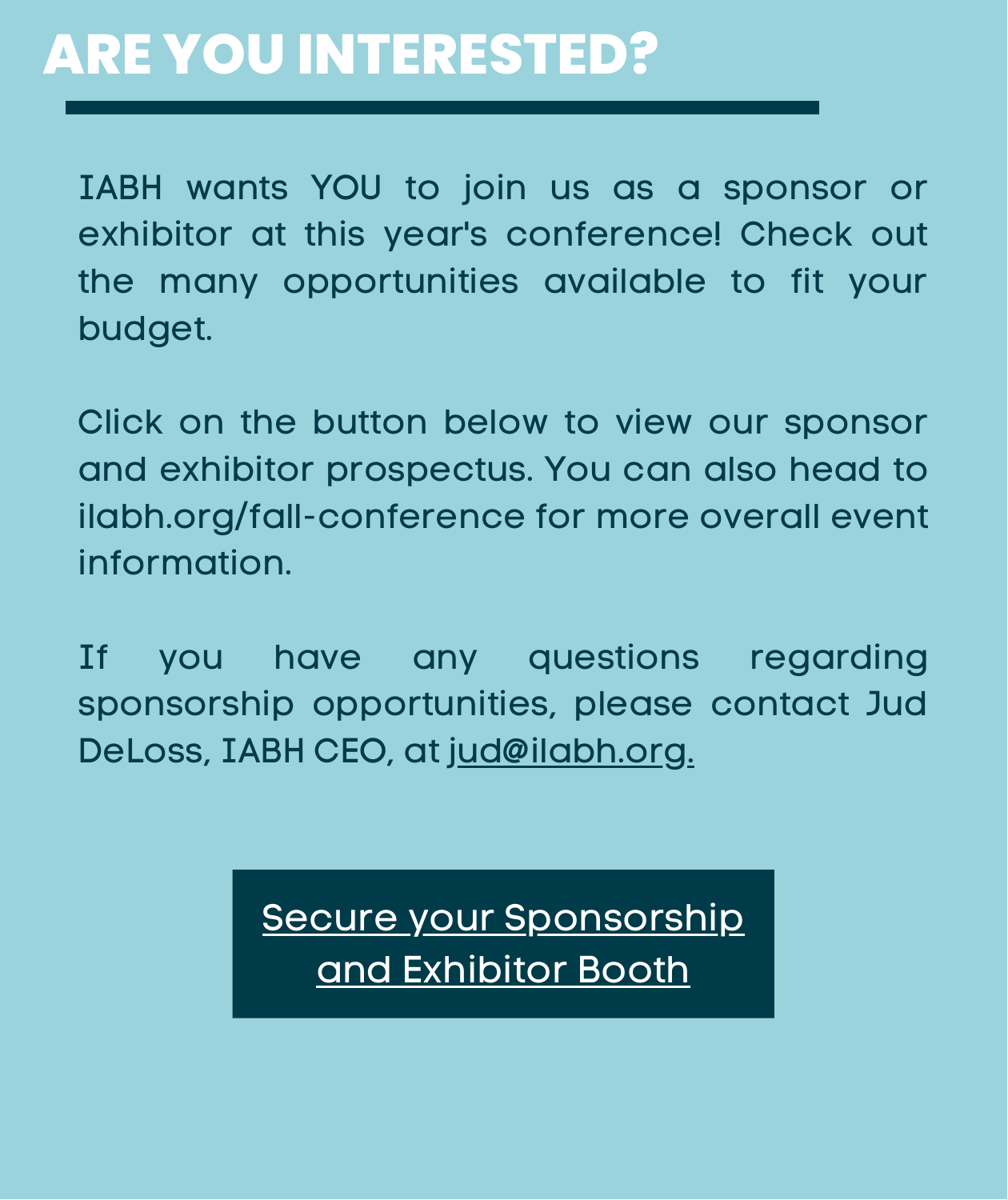# ARE YOU INTERESTED?

IABH wants YOU to join us as a sponsor or exhibitor at this year's conference! Check out the many opportunities available to fit your budget.

Click on the button below to view our sponsor and exhibitor prospectus. You can also head to ilabh.org/fall-conference for more overall event information.

If you have any questions regarding sponsorship opportunities, please contact Jud DeLoss, IABH CEO, at jud@ilabh.org.

Secure your Sponsorship and Exhibitor Booth